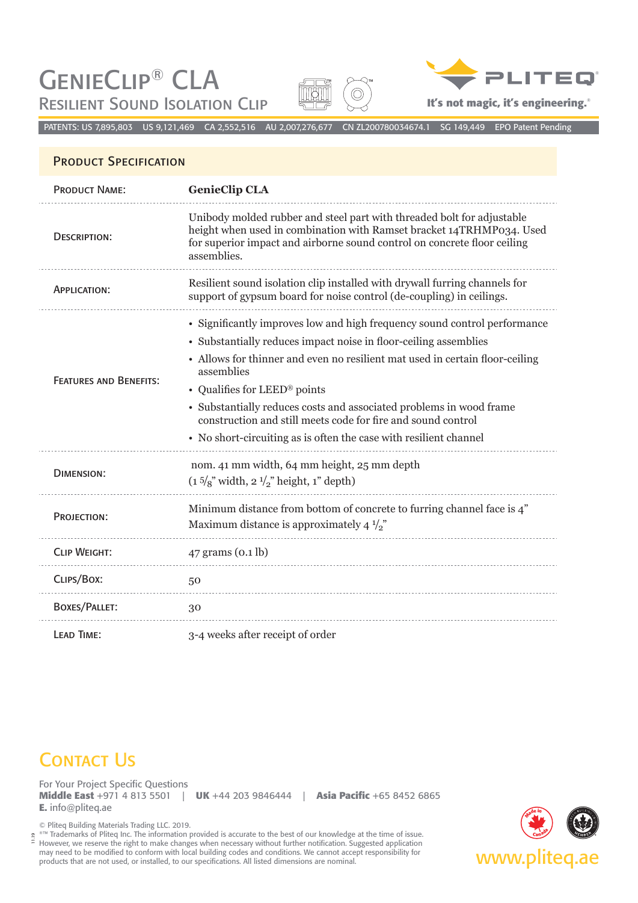# GenieClip® CLA

## Resilient Sound Isolation Clip

PLITEQ®

It's not magic, it's engineering.®

PATENTS: US 7,895,803 US 9,121,469 CA 2,552,516 AU 2,007,276,677 CN ZL200780034674.1 SG 149,449 EPO Patent Pending

## Product Specification

| | |
|---|---|
| Product Name: | **GenieClip CLA** |
| Description: | Unibody molded rubber and steel part with threaded bolt for adjustable height when used in combination with Ramset bracket 14TRHMP034. Used for superior impact and airborne sound control on concrete floor ceiling assemblies. |
| Application: | Resilient sound isolation clip installed with drywall furring channels for support of gypsum board for noise control (de-coupling) in ceilings. |
| Features and Benefits: | • Significantly improves low and high frequency sound control performance<br>• Substantially reduces impact noise in floor-ceiling assemblies<br>• Allows for thinner and even no resilient mat used in certain floor-ceiling assemblies<br>• Qualifies for LEED® points<br>• Substantially reduces costs and associated problems in wood frame construction and still meets code for fire and sound control<br>• No short-circuiting as is often the case with resilient channel |
| Dimension: | nom. 41 mm width, 64 mm height, 25 mm depth<br>(1 5/8" width, 2 1/2" height, 1" depth) |
| Projection: | Minimum distance from bottom of concrete to furring channel face is 4"<br>Maximum distance is approximately 4 1/2" |
| Clip Weight: | 47 grams (0.1 lb) |
| Clips/Box: | 50 |
| Boxes/Pallet: | 30 |
| Lead Time: | 3-4 weeks after receipt of order |

## Contact Us

For Your Project Specific Questions
**Middle East** +971 4 813 5501 | **UK** +44 203 9846444 | **Asia Pacific** +65 8452 6865
**E.** info@pliteq.ae

© Pliteq Building Materials Trading LLC. 2019.
®™ Trademarks of Pliteq Inc. The information provided is accurate to the best of our knowledge at the time of issue. However, we reserve the right to make changes when necessary without further notification. Suggested application may need to be modified to conform with local building codes and conditions. We cannot accept responsibility for products that are not used, or installed, to our specifications. All listed dimensions are nominal.

www.pliteq.ae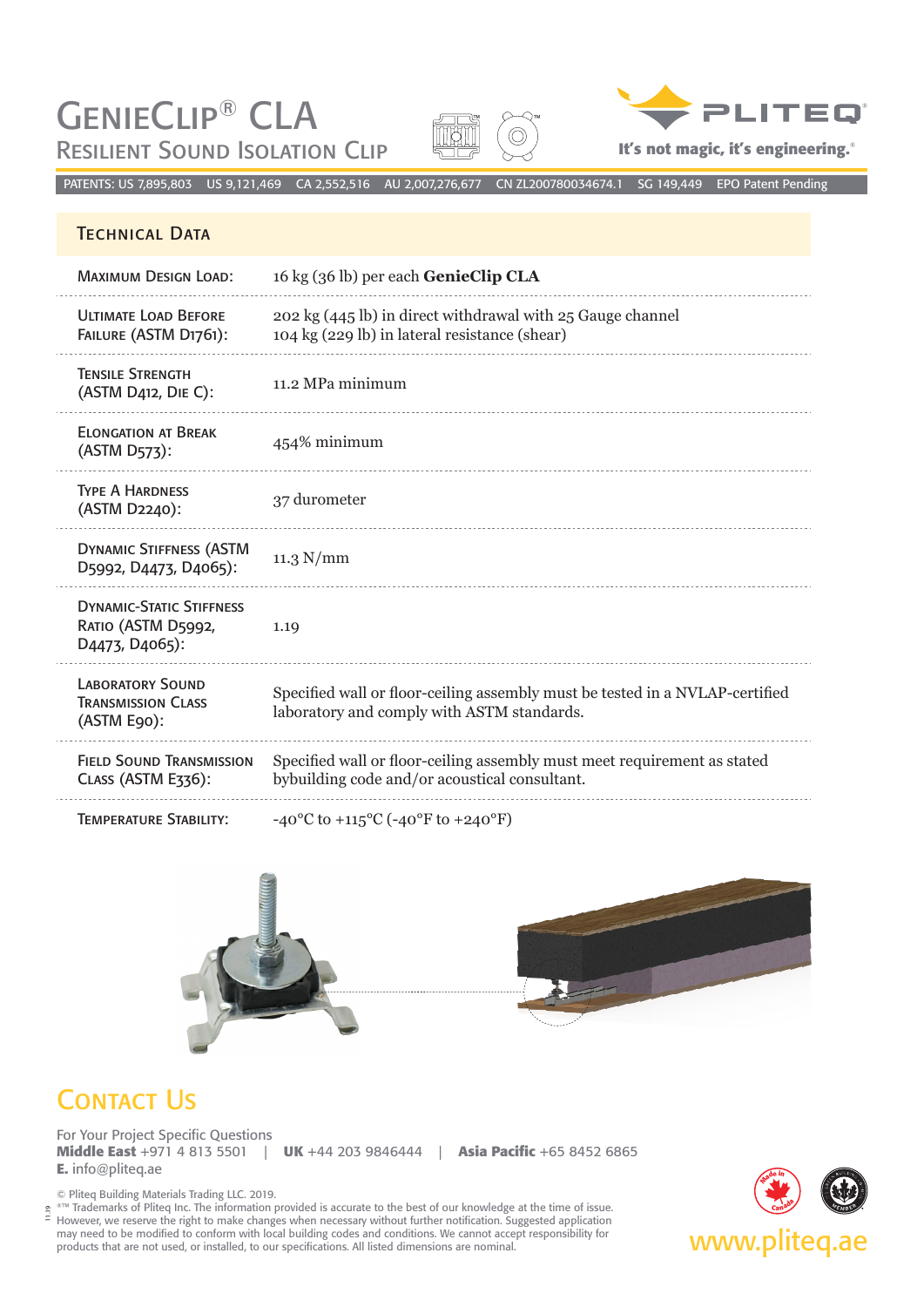# GenieClip® CLA

## Resilient Sound Isolation Clip

It's not magic, it's engineering.®

PATENTS: US 7,895,803 US 9,121,469 CA 2,552,516 AU 2,007,276,677 CN ZL200780034674.1 SG 149,449 EPO Patent Pending

## Technical Data

| | |
|---|---|
| Maximum Design Load: | 16 kg (36 lb) per each **GenieClip CLA** |
| Ultimate Load Before Failure (ASTM D1761): | 202 kg (445 lb) in direct withdrawal with 25 Gauge channel<br>104 kg (229 lb) in lateral resistance (shear) |
| Tensile Strength (ASTM D412, Die C): | 11.2 MPa minimum |
| Elongation at Break (ASTM D573): | 454% minimum |
| Type A Hardness (ASTM D2240): | 37 durometer |
| Dynamic Stiffness (ASTM D5992, D4473, D4065): | 11.3 N/mm |
| Dynamic-Static Stiffness Ratio (ASTM D5992, D4473, D4065): | 1.19 |
| Laboratory Sound Transmission Class (ASTM E90): | Specified wall or floor-ceiling assembly must be tested in a NVLAP-certified laboratory and comply with ASTM standards. |
| Field Sound Transmission Class (ASTM E336): | Specified wall or floor-ceiling assembly must meet requirement as stated bybuilding code and/or acoustical consultant. |
| Temperature Stability: | -40°C to +115°C (-40°F to +240°F) |

## Contact Us

For Your Project Specific Questions
**Middle East** +971 4 813 5501 | **UK** +44 203 9846444 | **Asia Pacific** +65 8452 6865
**E.** info@pliteq.ae

© Pliteq Building Materials Trading LLC. 2019.
®™ Trademarks of Pliteq Inc. The information provided is accurate to the best of our knowledge at the time of issue. However, we reserve the right to make changes when necessary without further notification. Suggested application may need to be modified to conform with local building codes and conditions. We cannot accept responsibility for products that are not used, or installed, to our specifications. All listed dimensions are nominal.

www.pliteq.ae